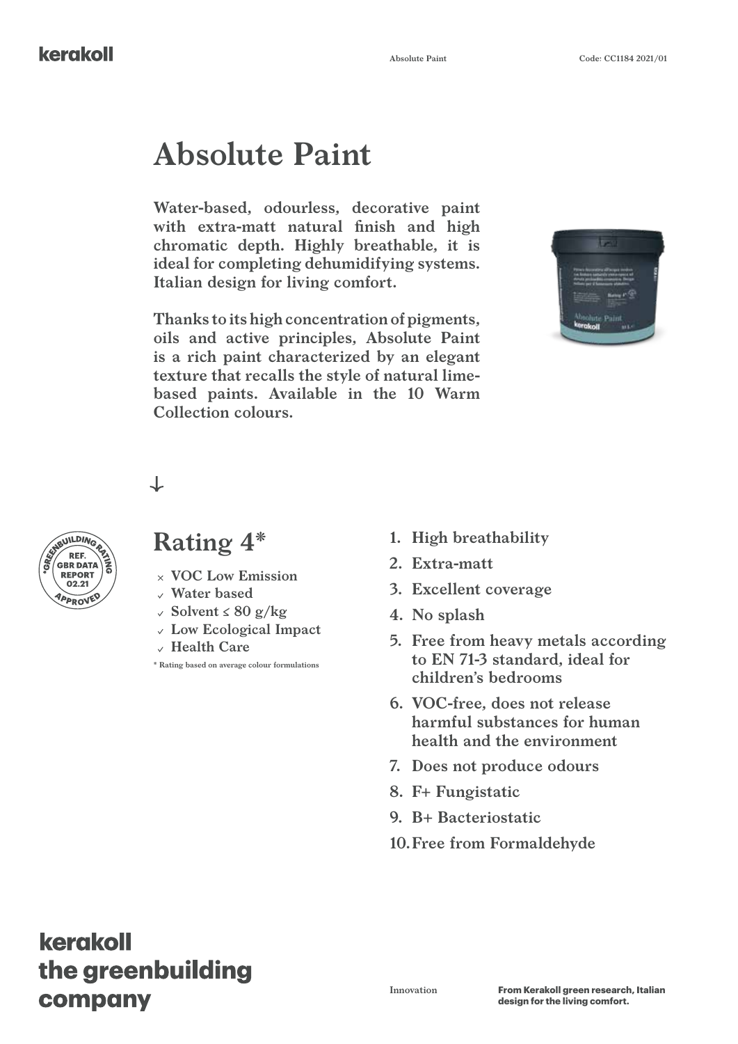# Absolute Paint

**Water-based, odourless, decorative paint with extra-matt natural finish and high chromatic depth. Highly breathable, it is ideal for completing dehumidifying systems. Italian design for living comfort.**

**Thanks to its high concentration of pigments, oils and active principles, Absolute Paint is a rich paint characterized by an elegant texture that recalls the style of natural lime-based paints. Available in the 10 Warm Collection colours.**

↓

*GREENBUILDING RATING REF. GBR DATA REPORT 02.21 APPROVED

## Rating 4*

- × VOC Low Emission
- ✓ Water based
- ✓ Solvent ≤ 80 g/kg
- ✓ Low Ecological Impact
- ✓ Health Care

\* Rating based on average colour formulations

1. **High breathability**
2. **Extra-matt**
3. **Excellent coverage**
4. **No splash**
5. **Free from heavy metals according to EN 71-3 standard, ideal for children's bedrooms**
6. **VOC-free, does not release harmful substances for human health and the environment**
7. **Does not produce odours**
8. **F+ Fungistatic**
9. **B+ Bacteriostatic**
10. **Free from Formaldehyde**

**kerakoll the greenbuilding company**

Innovation

**From Kerakoll green research, Italian design for the living comfort.**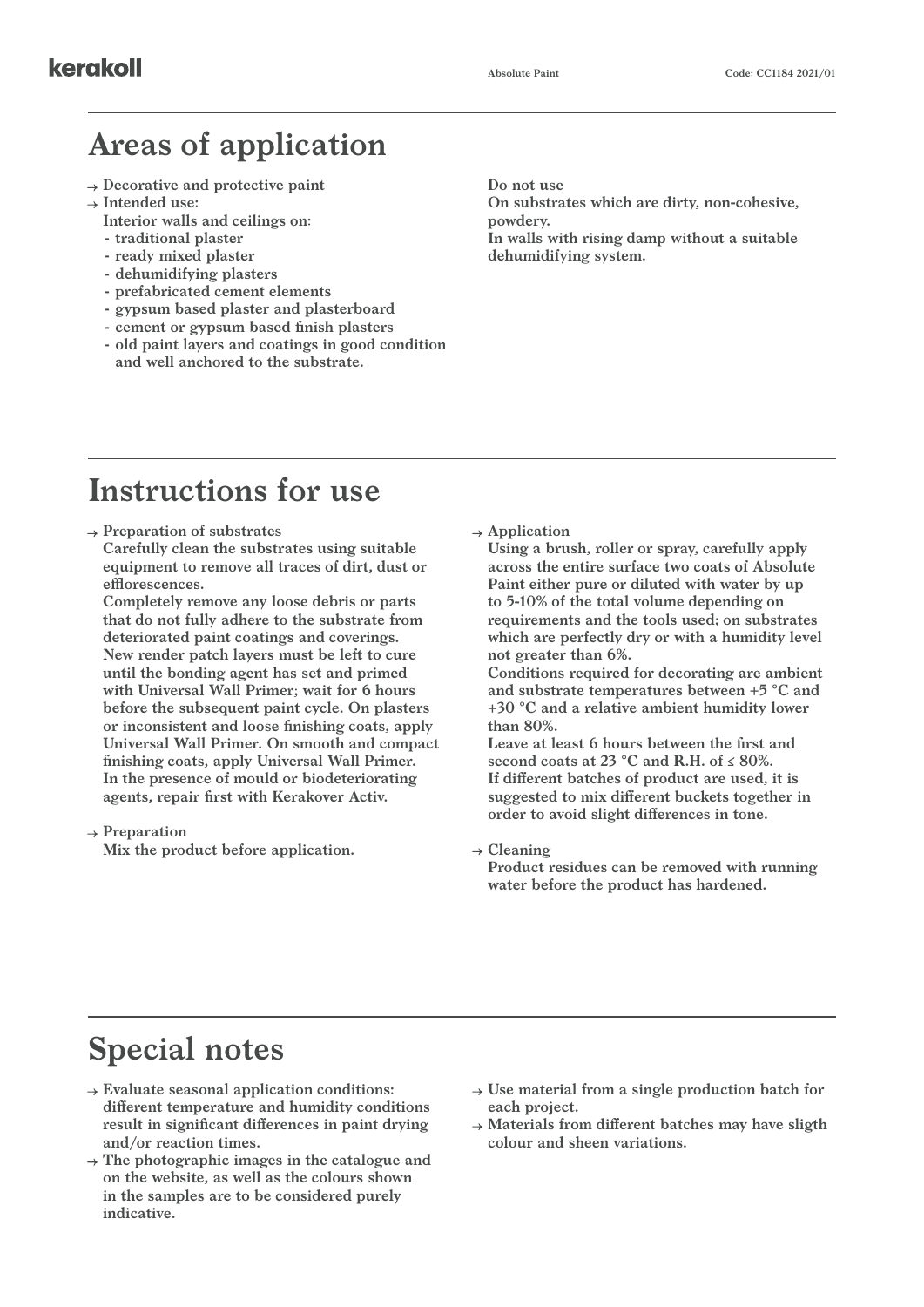# Areas of application

- Decorative and protective paint
- Intended use:
  Interior walls and ceilings on:
  - traditional plaster
  - ready mixed plaster
  - dehumidifying plasters
  - prefabricated cement elements
  - gypsum based plaster and plasterboard
  - cement or gypsum based finish plasters
  - old paint layers and coatings in good condition and well anchored to the substrate.

Do not use
On substrates which are dirty, non-cohesive, powdery.
In walls with rising damp without a suitable dehumidifying system.

# Instructions for use

- Preparation of substrates
  Carefully clean the substrates using suitable equipment to remove all traces of dirt, dust or efflorescences.
  Completely remove any loose debris or parts that do not fully adhere to the substrate from deteriorated paint coatings and coverings.
  New render patch layers must be left to cure until the bonding agent has set and primed with Universal Wall Primer; wait for 6 hours before the subsequent paint cycle. On plasters or inconsistent and loose finishing coats, apply Universal Wall Primer. On smooth and compact finishing coats, apply Universal Wall Primer.
  In the presence of mould or biodeteriorating agents, repair first with Kerakover Activ.

- Preparation
  Mix the product before application.

- Application
  Using a brush, roller or spray, carefully apply across the entire surface two coats of Absolute Paint either pure or diluted with water by up to 5-10% of the total volume depending on requirements and the tools used; on substrates which are perfectly dry or with a humidity level not greater than 6%.
  Conditions required for decorating are ambient and substrate temperatures between +5 °C and +30 °C and a relative ambient humidity lower than 80%.
  Leave at least 6 hours between the first and second coats at 23 °C and R.H. of ≤ 80%.
  If different batches of product are used, it is suggested to mix different buckets together in order to avoid slight differences in tone.

- Cleaning
  Product residues can be removed with running water before the product has hardened.

# Special notes

- Evaluate seasonal application conditions: different temperature and humidity conditions result in significant differences in paint drying and/or reaction times.
- The photographic images in the catalogue and on the website, as well as the colours shown in the samples are to be considered purely indicative.
- Use material from a single production batch for each project.
- Materials from different batches may have sligth colour and sheen variations.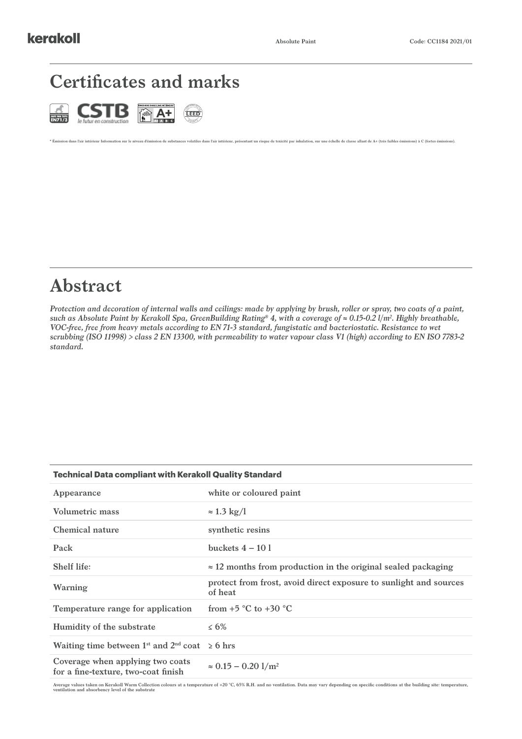# Certificates and marks

\* Émission dans l'air intérieur Information sur le niveau d'émission de substances volatiles dans l'air intérieur, présentant un risque de toxicité par inhalation, sur une échelle de classe allant de A+ (très faibles émissions) à C (fortes émissions).

# Abstract

*Protection and decoration of internal walls and ceilings: made by applying by brush, roller or spray, two coats of a paint, such as Absolute Paint by Kerakoll Spa, GreenBuilding Rating® 4, with a coverage of ≈ 0.15-0.2 l/m². Highly breathable, VOC-free, free from heavy metals according to EN 71-3 standard, fungistatic and bacteriostatic. Resistance to wet scrubbing (ISO 11998) > class 2 EN 13300, with permeability to water vapour class V1 (high) according to EN ISO 7783-2 standard.*

| Technical Data compliant with Kerakoll Quality Standard | |
|---|---|
| Appearance | white or coloured paint |
| Volumetric mass | ≈ 1.3 kg/l |
| Chemical nature | synthetic resins |
| Pack | buckets 4 – 10 l |
| Shelf life: | ≈ 12 months from production in the original sealed packaging |
| Warning | protect from frost, avoid direct exposure to sunlight and sources of heat |
| Temperature range for application | from +5 °C to +30 °C |
| Humidity of the substrate | ≤ 6% |
| Waiting time between 1st and 2nd coat | ≥ 6 hrs |
| Coverage when applying two coats for a fine-texture, two-coat finish | ≈ 0.15 – 0.20 l/m² |

Average values taken on Kerakoll Warm Collection colours at a temperature of +20 °C, 65% R.H. and no ventilation. Data may vary depending on specific conditions at the building site: temperature, ventilation and absorbency level of the substrate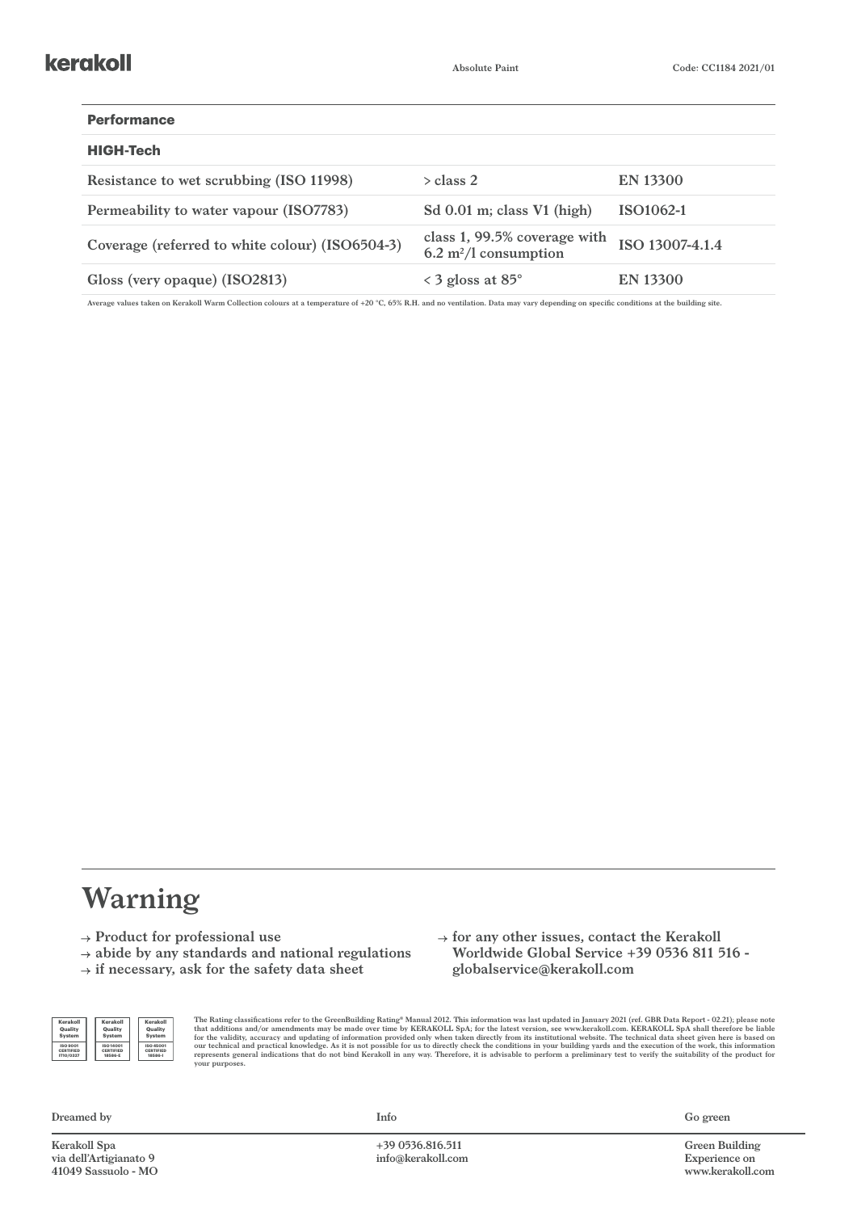| Performance | | |
| --- | --- | --- |
| **HIGH-Tech** | | |
| Resistance to wet scrubbing (ISO 11998) | > class 2 | EN 13300 |
| Permeability to water vapour (ISO7783) | Sd 0.01 m; class V1 (high) | ISO1062-1 |
| Coverage (referred to white colour) (ISO6504-3) | class 1, 99.5% coverage with 6.2 $m^2$/l consumption | ISO 13007-4.1.4 |
| Gloss (very opaque) (ISO2813) | < 3 gloss at 85° | EN 13300 |

Average values taken on Kerakoll Warm Collection colours at a temperature of +20 °C, 65% R.H. and no ventilation. Data may vary depending on specific conditions at the building site.

# Warning

- → Product for professional use
- → abide by any standards and national regulations
- → if necessary, ask for the safety data sheet
- → for any other issues, contact the Kerakoll Worldwide Global Service +39 0536 811 516 - globalservice@kerakoll.com

Kerakoll Quality System ISO 9001 CERTIFIED IT10/0337

Kerakoll Quality System ISO 14001 CERTIFIED 18585-E

Kerakoll Quality System ISO 45001 CERTIFIED 18586-I

The Rating classifications refer to the GreenBuilding Rating® Manual 2012. This information was last updated in January 2021 (ref. GBR Data Report - 02.21); please note that additions and/or amendments may be made over time by KERAKOLL SpA; for the latest version, see www.kerakoll.com. KERAKOLL SpA shall therefore be liable for the validity, accuracy and updating of information provided only when taken directly from its institutional website. The technical data sheet given here is based on our technical and practical knowledge. As it is not possible for us to directly check the conditions in your building yards and the execution of the work, this information represents general indications that do not bind Kerakoll in any way. Therefore, it is advisable to perform a preliminary test to verify the suitability of the product for your purposes.

| Dreamed by | Info | Go green |
| --- | --- | --- |
| Kerakoll Spa<br>via dell'Artigianato 9<br>41049 Sassuolo - MO | +39 0536.816.511<br>info@kerakoll.com | Green Building<br>Experience on<br>www.kerakoll.com |